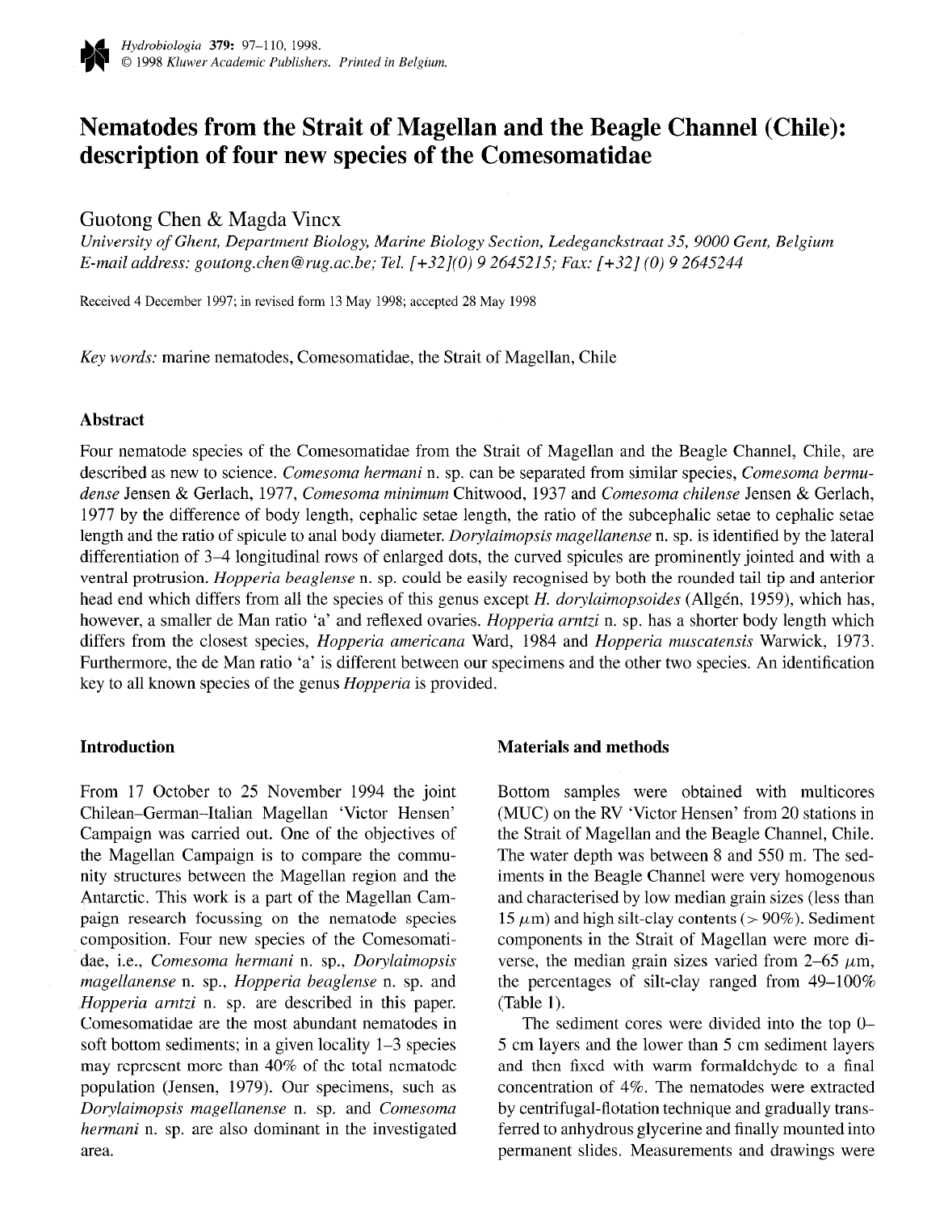# Nematodes from the Strait of Magellan and the Beagle Channel (Chile): description of four new species of the Comesomatidae

Guotong Chen & Magda Vincx

*University of Ghent, Department Biology, Marine Biology Section, Ledeganckstraat 35, 9000 Gent, Belgium*
*E-mail address: goutong.chen@rug.ac.be; Tel. [+32](0) 9 2645215; Fax: [+32] (0) 9 2645244*

Received 4 December 1997; in revised form 13 May 1998; accepted 28 May 1998

*Key words:* marine nematodes, Comesomatidae, the Strait of Magellan, Chile

## Abstract

Four nematode species of the Comesomatidae from the Strait of Magellan and the Beagle Channel, Chile, are described as new to science. *Comesoma hermani* n. sp. can be separated from similar species, *Comesoma bermudense* Jensen & Gerlach, 1977, *Comesoma minimum* Chitwood, 1937 and *Comesoma chilense* Jensen & Gerlach, 1977 by the difference of body length, cephalic setae length, the ratio of the subcephalic setae to cephalic setae length and the ratio of spicule to anal body diameter. *Dorylaimopsis magellanense* n. sp. is identified by the lateral differentiation of 3–4 longitudinal rows of enlarged dots, the curved spicules are prominently jointed and with a ventral protrusion. *Hopperia beaglense* n. sp. could be easily recognised by both the rounded tail tip and anterior head end which differs from all the species of this genus except *H. dorylaimopsoides* (Allgén, 1959), which has, however, a smaller de Man ratio 'a' and reflexed ovaries. *Hopperia arntzi* n. sp. has a shorter body length which differs from the closest species, *Hopperia americana* Ward, 1984 and *Hopperia muscatensis* Warwick, 1973. Furthermore, the de Man ratio 'a' is different between our specimens and the other two species. An identification key to all known species of the genus *Hopperia* is provided.

## Introduction

From 17 October to 25 November 1994 the joint Chilean–German–Italian Magellan 'Victor Hensen' Campaign was carried out. One of the objectives of the Magellan Campaign is to compare the community structures between the Magellan region and the Antarctic. This work is a part of the Magellan Campaign research focussing on the nematode species composition. Four new species of the Comesomatidae, i.e., *Comesoma hermani* n. sp., *Dorylaimopsis magellanense* n. sp., *Hopperia beaglense* n. sp. and *Hopperia arntzi* n. sp. are described in this paper. Comesomatidae are the most abundant nematodes in soft bottom sediments; in a given locality 1–3 species may represent more than 40% of the total nematode population (Jensen, 1979). Our specimens, such as *Dorylaimopsis magellanense* n. sp. and *Comesoma hermani* n. sp. are also dominant in the investigated area.

## Materials and methods

Bottom samples were obtained with multicores (MUC) on the RV 'Victor Hensen' from 20 stations in the Strait of Magellan and the Beagle Channel, Chile. The water depth was between 8 and 550 m. The sediments in the Beagle Channel were very homogenous and characterised by low median grain sizes (less than 15 $\mu$m) and high silt-clay contents (> 90%). Sediment components in the Strait of Magellan were more diverse, the median grain sizes varied from 2–65 $\mu$m, the percentages of silt-clay ranged from 49–100% (Table 1).

The sediment cores were divided into the top 0–5 cm layers and the lower than 5 cm sediment layers and then fixed with warm formaldehyde to a final concentration of 4%. The nematodes were extracted by centrifugal-flotation technique and gradually transferred to anhydrous glycerine and finally mounted into permanent slides. Measurements and drawings were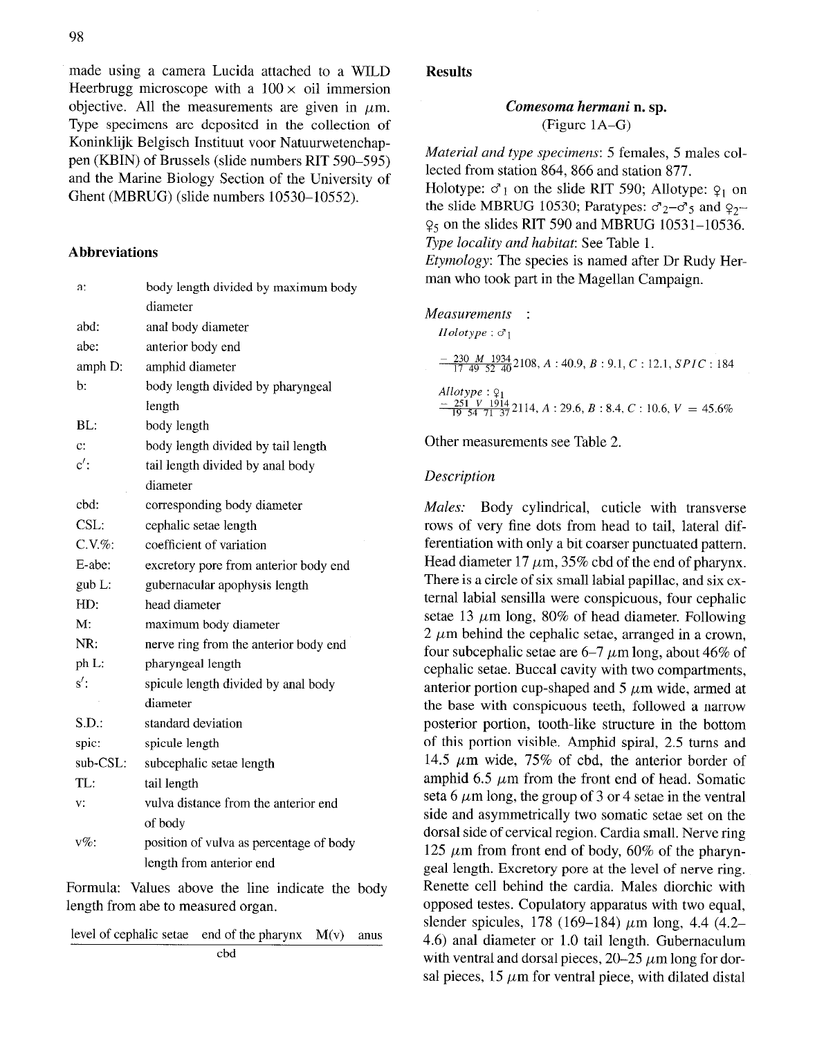made using a camera Lucida attached to a WILD Heerbrugg microscope with a 100 × oil immersion objective. All the measurements are given in μm. Type specimens are deposited in the collection of Koninklijk Belgisch Instituut voor Natuurwetenchappen (KBIN) of Brussels (slide numbers RIT 590–595) and the Marine Biology Section of the University of Ghent (MBRUG) (slide numbers 10530–10552).

## Abbreviations

| | |
|---|---|
| a: | body length divided by maximum body diameter |
| abd: | anal body diameter |
| abe: | anterior body end |
| amph D: | amphid diameter |
| b: | body length divided by pharyngeal length |
| BL: | body length |
| c: | body length divided by tail length |
| c′: | tail length divided by anal body diameter |
| cbd: | corresponding body diameter |
| CSL: | cephalic setae length |
| C.V.%: | coefficient of variation |
| E-abe: | excretory pore from anterior body end |
| gub L: | gubernacular apophysis length |
| HD: | head diameter |
| M: | maximum body diameter |
| NR: | nerve ring from the anterior body end |
| ph L: | pharyngeal length |
| s′: | spicule length divided by anal body diameter |
| S.D.: | standard deviation |
| spic: | spicule length |
| sub-CSL: | subcephalic setae length |
| TL: | tail length |
| v: | vulva distance from the anterior end of body |
| v%: | position of vulva as percentage of body length from anterior end |

Formula: Values above the line indicate the body length from abe to measured organ.

$$\frac{\text{level of cephalic setae} \quad \text{end of the pharynx} \quad M(v) \quad \text{anus}}{\text{cbd}}$$

## Results

### *Comesoma hermani* n. sp.

(Figure 1A–G)

*Material and type specimens*: 5 females, 5 males collected from station 864, 866 and station 877.

Holotype: ♂[1] on the slide RIT 590; Allotype: ♀[1] on the slide MBRUG 10530; Paratypes: ♂[2]–♂[5] and ♀[2]–♀[5] on the slides RIT 590 and MBRUG 10531–10536.

*Type locality and habitat*: See Table 1.

*Etymology*: The species is named after Dr Rudy Herman who took part in the Magellan Campaign.

*Measurements* :

*Holotype* : ♂[1]

$$\frac{-\quad 230 \quad M \quad 1934}{17 \quad 49 \quad 52 \quad 40} 2108,\ A : 40.9,\ B : 9.1,\ C : 12.1,\ SPIC : 184$$

*Allotype* : ♀[1]

$$\frac{-\quad 251 \quad V \quad 1914}{19 \quad 54 \quad 71 \quad 37} 2114,\ A : 29.6,\ B : 8.4,\ C : 10.6,\ V = 45.6\%$$

Other measurements see Table 2.

*Description*

*Males:* Body cylindrical, cuticle with transverse rows of very fine dots from head to tail, lateral differentiation with only a bit coarser punctuated pattern. Head diameter 17 μm, 35% cbd of the end of pharynx. There is a circle of six small labial papillae, and six external labial sensilla were conspicuous, four cephalic setae 13 μm long, 80% of head diameter. Following 2 μm behind the cephalic setae, arranged in a crown, four subcephalic setae are 6–7 μm long, about 46% of cephalic setae. Buccal cavity with two compartments, anterior portion cup-shaped and 5 μm wide, armed at the base with conspicuous teeth, followed a narrow posterior portion, tooth-like structure in the bottom of this portion visible. Amphid spiral, 2.5 turns and 14.5 μm wide, 75% of cbd, the anterior border of amphid 6.5 μm from the front end of head. Somatic seta 6 μm long, the group of 3 or 4 setae in the ventral side and asymmetrically two somatic setae set on the dorsal side of cervical region. Cardia small. Nerve ring 125 μm from front end of body, 60% of the pharyngeal length. Excretory pore at the level of nerve ring. Renette cell behind the cardia. Males diorchic with opposed testes. Copulatory apparatus with two equal, slender spicules, 178 (169–184) μm long, 4.4 (4.2–4.6) anal diameter or 1.0 tail length. Gubernaculum with ventral and dorsal pieces, 20–25 μm long for dorsal pieces, 15 μm for ventral piece, with dilated distal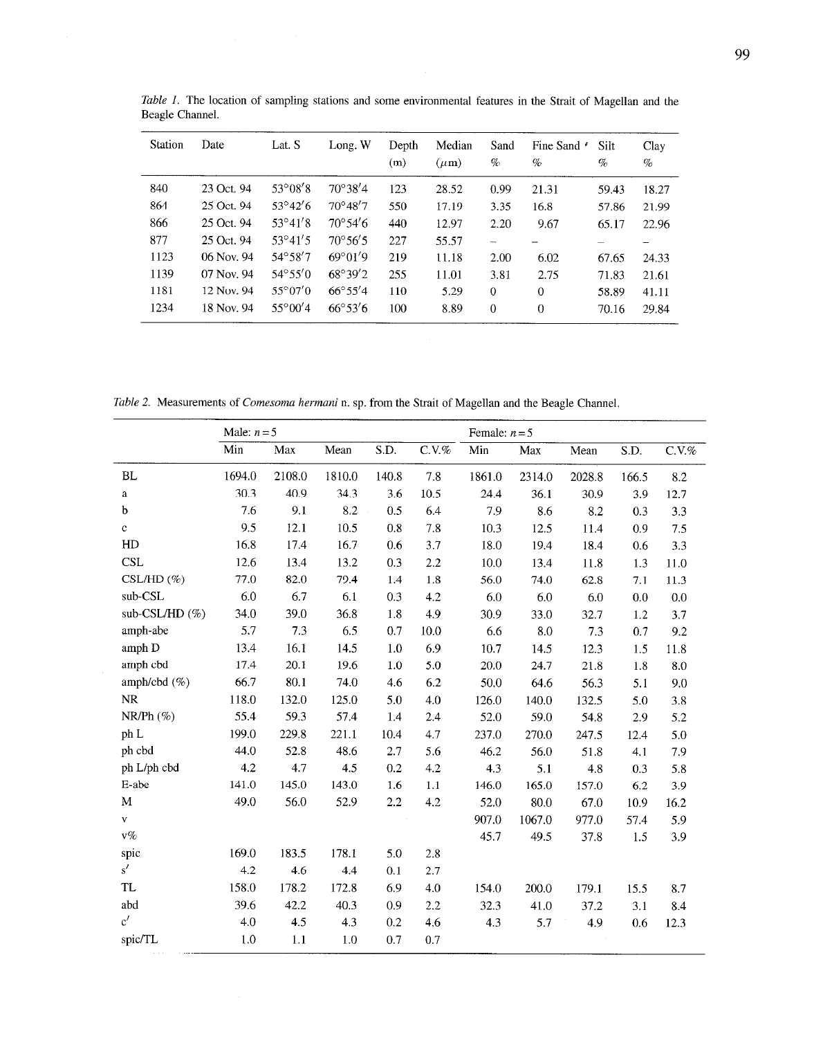*Table 1.* The location of sampling stations and some environmental features in the Strait of Magellan and the Beagle Channel.

| Station | Date | Lat. S | Long. W | Depth (m) | Median (μm) | Sand % | Fine Sand % | Silt % | Clay % |
|---|---|---|---|---|---|---|---|---|---|
| 840 | 23 Oct. 94 | 53°08′8 | 70°38′4 | 123 | 28.52 | 0.99 | 21.31 | 59.43 | 18.27 |
| 864 | 25 Oct. 94 | 53°42′6 | 70°48′7 | 550 | 17.19 | 3.35 | 16.8 | 57.86 | 21.99 |
| 866 | 25 Oct. 94 | 53°41′8 | 70°54′6 | 440 | 12.97 | 2.20 | 9.67 | 65.17 | 22.96 |
| 877 | 25 Oct. 94 | 53°41′5 | 70°56′5 | 227 | 55.57 | – | – | – | – |
| 1123 | 06 Nov. 94 | 54°58′7 | 69°01′9 | 219 | 11.18 | 2.00 | 6.02 | 67.65 | 24.33 |
| 1139 | 07 Nov. 94 | 54°55′0 | 68°39′2 | 255 | 11.01 | 3.81 | 2.75 | 71.83 | 21.61 |
| 1181 | 12 Nov. 94 | 55°07′0 | 66°55′4 | 110 | 5.29 | 0 | 0 | 58.89 | 41.11 |
| 1234 | 18 Nov. 94 | 55°00′4 | 66°53′6 | 100 | 8.89 | 0 | 0 | 70.16 | 29.84 |

*Table 2.* Measurements of *Comesoma hermani* n. sp. from the Strait of Magellan and the Beagle Channel.

| | Male: $n = 5$ | | | | | Female: $n = 5$ | | | | |
|---|---|---|---|---|---|---|---|---|---|---|
| | Min | Max | Mean | S.D. | C.V.% | Min | Max | Mean | S.D. | C.V.% |
| BL | 1694.0 | 2108.0 | 1810.0 | 140.8 | 7.8 | 1861.0 | 2314.0 | 2028.8 | 166.5 | 8.2 |
| a | 30.3 | 40.9 | 34.3 | 3.6 | 10.5 | 24.4 | 36.1 | 30.9 | 3.9 | 12.7 |
| b | 7.6 | 9.1 | 8.2 | 0.5 | 6.4 | 7.9 | 8.6 | 8.2 | 0.3 | 3.3 |
| c | 9.5 | 12.1 | 10.5 | 0.8 | 7.8 | 10.3 | 12.5 | 11.4 | 0.9 | 7.5 |
| HD | 16.8 | 17.4 | 16.7 | 0.6 | 3.7 | 18.0 | 19.4 | 18.4 | 0.6 | 3.3 |
| CSL | 12.6 | 13.4 | 13.2 | 0.3 | 2.2 | 10.0 | 13.4 | 11.8 | 1.3 | 11.0 |
| CSL/HD (%) | 77.0 | 82.0 | 79.4 | 1.4 | 1.8 | 56.0 | 74.0 | 62.8 | 7.1 | 11.3 |
| sub-CSL | 6.0 | 6.7 | 6.1 | 0.3 | 4.2 | 6.0 | 6.0 | 6.0 | 0.0 | 0.0 |
| sub-CSL/HD (%) | 34.0 | 39.0 | 36.8 | 1.8 | 4.9 | 30.9 | 33.0 | 32.7 | 1.2 | 3.7 |
| amph-abe | 5.7 | 7.3 | 6.5 | 0.7 | 10.0 | 6.6 | 8.0 | 7.3 | 0.7 | 9.2 |
| amph D | 13.4 | 16.1 | 14.5 | 1.0 | 6.9 | 10.7 | 14.5 | 12.3 | 1.5 | 11.8 |
| amph cbd | 17.4 | 20.1 | 19.6 | 1.0 | 5.0 | 20.0 | 24.7 | 21.8 | 1.8 | 8.0 |
| amph/cbd (%) | 66.7 | 80.1 | 74.0 | 4.6 | 6.2 | 50.0 | 64.6 | 56.3 | 5.1 | 9.0 |
| NR | 118.0 | 132.0 | 125.0 | 5.0 | 4.0 | 126.0 | 140.0 | 132.5 | 5.0 | 3.8 |
| NR/Ph (%) | 55.4 | 59.3 | 57.4 | 1.4 | 2.4 | 52.0 | 59.0 | 54.8 | 2.9 | 5.2 |
| ph L | 199.0 | 229.8 | 221.1 | 10.4 | 4.7 | 237.0 | 270.0 | 247.5 | 12.4 | 5.0 |
| ph cbd | 44.0 | 52.8 | 48.6 | 2.7 | 5.6 | 46.2 | 56.0 | 51.8 | 4.1 | 7.9 |
| ph L/ph cbd | 4.2 | 4.7 | 4.5 | 0.2 | 4.2 | 4.3 | 5.1 | 4.8 | 0.3 | 5.8 |
| E-abe | 141.0 | 145.0 | 143.0 | 1.6 | 1.1 | 146.0 | 165.0 | 157.0 | 6.2 | 3.9 |
| M | 49.0 | 56.0 | 52.9 | 2.2 | 4.2 | 52.0 | 80.0 | 67.0 | 10.9 | 16.2 |
| v | | | | | | 907.0 | 1067.0 | 977.0 | 57.4 | 5.9 |
| v% | | | | | | 45.7 | 49.5 | 37.8 | 1.5 | 3.9 |
| spic | 169.0 | 183.5 | 178.1 | 5.0 | 2.8 | | | | | |
| s′ | 4.2 | 4.6 | 4.4 | 0.1 | 2.7 | | | | | |
| TL | 158.0 | 178.2 | 172.8 | 6.9 | 4.0 | 154.0 | 200.0 | 179.1 | 15.5 | 8.7 |
| abd | 39.6 | 42.2 | 40.3 | 0.9 | 2.2 | 32.3 | 41.0 | 37.2 | 3.1 | 8.4 |
| c′ | 4.0 | 4.5 | 4.3 | 0.2 | 4.6 | 4.3 | 5.7 | 4.9 | 0.6 | 12.3 |
| spic/TL | 1.0 | 1.1 | 1.0 | 0.7 | 0.7 | | | | | |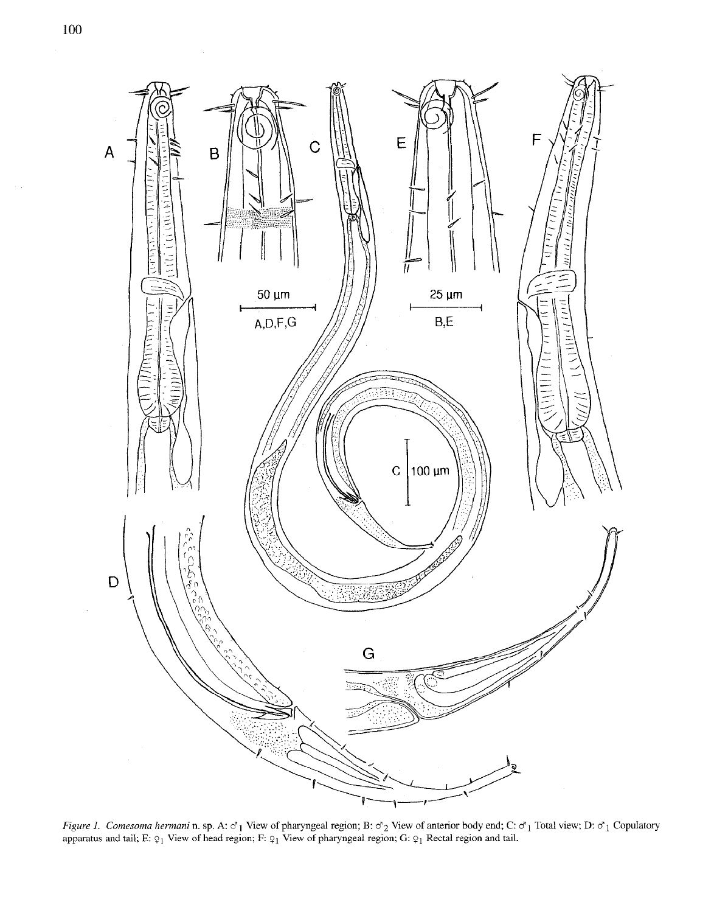*Figure 1. Comesoma hermani* n. sp. A: ♂$_1$ View of pharyngeal region; B: ♂$_2$ View of anterior body end; C: ♂$_1$ Total view; D: ♂$_1$ Copulatory apparatus and tail; E: ♀$_1$ View of head region; F: ♀$_1$ View of pharyngeal region; G: ♀$_1$ Rectal region and tail.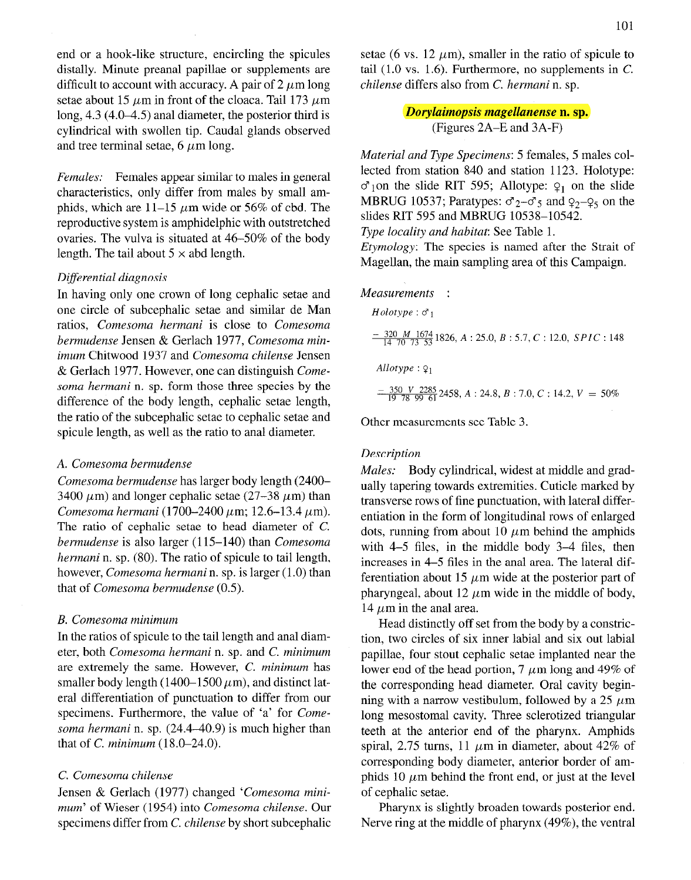end or a hook-like structure, encircling the spicules distally. Minute preanal papillae or supplements are difficult to account with accuracy. A pair of 2 $\mu$m long setae about 15 $\mu$m in front of the cloaca. Tail 173 $\mu$m long, 4.3 (4.0–4.5) anal diameter, the posterior third is cylindrical with swollen tip. Caudal glands observed and tree terminal setae, 6 $\mu$m long.

*Females:* Females appear similar to males in general characteristics, only differ from males by small amphids, which are 11–15 $\mu$m wide or 56% of cbd. The reproductive system is amphidelphic with outstretched ovaries. The vulva is situated at 46–50% of the body length. The tail about 5 × abd length.

*Differential diagnosis*

In having only one crown of long cephalic setae and one circle of subcephalic setae and similar de Man ratios, *Comesoma hermani* is close to *Comesoma bermudense* Jensen & Gerlach 1977, *Comesoma minimum* Chitwood 1937 and *Comesoma chilense* Jensen & Gerlach 1977. However, one can distinguish *Comesoma hermani* n. sp. form those three species by the difference of the body length, cephalic setae length, the ratio of the subcephalic setae to cephalic setae and spicule length, as well as the ratio to anal diameter.

*A. Comesoma bermudense*

*Comesoma bermudense* has larger body length (2400–3400 $\mu$m) and longer cephalic setae (27–38 $\mu$m) than *Comesoma hermani* (1700–2400 $\mu$m; 12.6–13.4 $\mu$m). The ratio of cephalic setae to head diameter of *C. bermudense* is also larger (115–140) than *Comesoma hermani* n. sp. (80). The ratio of spicule to tail length, however, *Comesoma hermani* n. sp. is larger (1.0) than that of *Comesoma bermudense* (0.5).

*B. Comesoma minimum*

In the ratios of spicule to the tail length and anal diameter, both *Comesoma hermani* n. sp. and *C. minimum* are extremely the same. However, *C. minimum* has smaller body length (1400–1500 $\mu$m), and distinct lateral differentiation of punctuation to differ from our specimens. Furthermore, the value of 'a' for *Comesoma hermani* n. sp. (24.4–40.9) is much higher than that of *C. minimum* (18.0–24.0).

*C. Comesoma chilense*

Jensen & Gerlach (1977) changed '*Comesoma minimum*' of Wieser (1954) into *Comesoma chilense*. Our specimens differ from *C. chilense* by short subcephalic setae (6 vs. 12 $\mu$m), smaller in the ratio of spicule to tail (1.0 vs. 1.6). Furthermore, no supplements in *C. chilense* differs also from *C. hermani* n. sp.

## *Dorylaimopsis magellanense* n. sp.

(Figures 2A–E and 3A-F)

*Material and Type Specimens*: 5 females, 5 males collected from station 840 and station 1123. Holotype: ♂$_1$ on the slide RIT 595; Allotype: ♀$_1$ on the slide MBRUG 10537; Paratypes: ♂$_2$–♂$_5$ and ♀$_2$–♀$_5$ on the slides RIT 595 and MBRUG 10538–10542.

*Type locality and habitat*: See Table 1.

*Etymology*: The species is named after the Strait of Magellan, the main sampling area of this Campaign.

*Measurements* :

*Holotype* : ♂$_1$

$$\frac{-\quad 320 \quad M \quad 1674}{14 \quad 70 \quad 73 \quad 53} 1826,\ A: 25.0,\ B: 5.7,\ C: 12.0,\ SPIC: 148$$

*Allotype* : ♀$_1$

$$\frac{-\quad 350 \quad V \quad 2285}{19 \quad 78 \quad 99 \quad 61} 2458,\ A: 24.8,\ B: 7.0,\ C: 14.2,\ V = 50\%$$

Other measurements see Table 3.

*Description*

*Males:* Body cylindrical, widest at middle and gradually tapering towards extremities. Cuticle marked by transverse rows of fine punctuation, with lateral differentiation in the form of longitudinal rows of enlarged dots, running from about 10 $\mu$m behind the amphids with 4–5 files, in the middle body 3–4 files, then increases in 4–5 files in the anal area. The lateral differentiation about 15 $\mu$m wide at the posterior part of pharyngeal, about 12 $\mu$m wide in the middle of body, 14 $\mu$m in the anal area.

Head distinctly off set from the body by a constriction, two circles of six inner labial and six out labial papillae, four stout cephalic setae implanted near the lower end of the head portion, 7 $\mu$m long and 49% of the corresponding head diameter. Oral cavity beginning with a narrow vestibulum, followed by a 25 $\mu$m long mesostomal cavity. Three sclerotized triangular teeth at the anterior end of the pharynx. Amphids spiral, 2.75 turns, 11 $\mu$m in diameter, about 42% of corresponding body diameter, anterior border of amphids 10 $\mu$m behind the front end, or just at the level of cephalic setae.

Pharynx is slightly broaden towards posterior end. Nerve ring at the middle of pharynx (49%), the ventral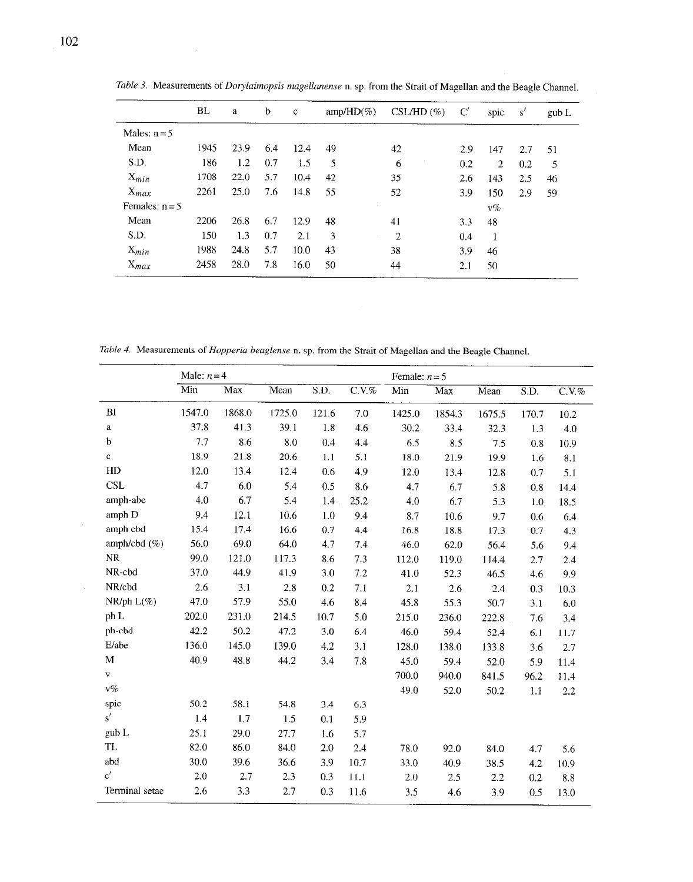*Table 3.* Measurements of *Dorylaimopsis magellanense* n. sp. from the Strait of Magellan and the Beagle Channel.

| | BL | a | b | c | amp/HD(%) | CSL/HD (%) | C′ | spic | s′ | gub L |
|---|---|---|---|---|---|---|---|---|---|---|
| Males: n = 5 | | | | | | | | | | |
| Mean | 1945 | 23.9 | 6.4 | 12.4 | 49 | 42 | 2.9 | 147 | 2.7 | 51 |
| S.D. | 186 | 1.2 | 0.7 | 1.5 | 5 | 6 | 0.2 | 2 | 0.2 | 5 |
| $X_{min}$ | 1708 | 22.0 | 5.7 | 10.4 | 42 | 35 | 2.6 | 143 | 2.5 | 46 |
| $X_{max}$ | 2261 | 25.0 | 7.6 | 14.8 | 55 | 52 | 3.9 | 150 | 2.9 | 59 |
| Females: n = 5 | | | | | | | | v% | | |
| Mean | 2206 | 26.8 | 6.7 | 12.9 | 48 | 41 | 3.3 | 48 | | |
| S.D. | 150 | 1.3 | 0.7 | 2.1 | 3 | 2 | 0.4 | 1 | | |
| $X_{min}$ | 1988 | 24.8 | 5.7 | 10.0 | 43 | 38 | 3.9 | 46 | | |
| $X_{max}$ | 2458 | 28.0 | 7.8 | 16.0 | 50 | 44 | 2.1 | 50 | | |

*Table 4.* Measurements of *Hopperia beaglense* n. sp. from the Strait of Magellan and the Beagle Channel.

| | Male: $n = 4$ | | | | | Female: $n = 5$ | | | | |
|---|---|---|---|---|---|---|---|---|---|---|
| | Min | Max | Mean | S.D. | C.V.% | Min | Max | Mean | S.D. | C.V.% |
| Bl | 1547.0 | 1868.0 | 1725.0 | 121.6 | 7.0 | 1425.0 | 1854.3 | 1675.5 | 170.7 | 10.2 |
| a | 37.8 | 41.3 | 39.1 | 1.8 | 4.6 | 30.2 | 33.4 | 32.3 | 1.3 | 4.0 |
| b | 7.7 | 8.6 | 8.0 | 0.4 | 4.4 | 6.5 | 8.5 | 7.5 | 0.8 | 10.9 |
| c | 18.9 | 21.8 | 20.6 | 1.1 | 5.1 | 18.0 | 21.9 | 19.9 | 1.6 | 8.1 |
| HD | 12.0 | 13.4 | 12.4 | 0.6 | 4.9 | 12.0 | 13.4 | 12.8 | 0.7 | 5.1 |
| CSL | 4.7 | 6.0 | 5.4 | 0.5 | 8.6 | 4.7 | 6.7 | 5.8 | 0.8 | 14.4 |
| amph-abe | 4.0 | 6.7 | 5.4 | 1.4 | 25.2 | 4.0 | 6.7 | 5.3 | 1.0 | 18.5 |
| amph D | 9.4 | 12.1 | 10.6 | 1.0 | 9.4 | 8.7 | 10.6 | 9.7 | 0.6 | 6.4 |
| amph cbd | 15.4 | 17.4 | 16.6 | 0.7 | 4.4 | 16.8 | 18.8 | 17.3 | 0.7 | 4.3 |
| amph/cbd (%) | 56.0 | 69.0 | 64.0 | 4.7 | 7.4 | 46.0 | 62.0 | 56.4 | 5.6 | 9.4 |
| NR | 99.0 | 121.0 | 117.3 | 8.6 | 7.3 | 112.0 | 119.0 | 114.4 | 2.7 | 2.4 |
| NR-cbd | 37.0 | 44.9 | 41.9 | 3.0 | 7.2 | 41.0 | 52.3 | 46.5 | 4.6 | 9.9 |
| NR/cbd | 2.6 | 3.1 | 2.8 | 0.2 | 7.1 | 2.1 | 2.6 | 2.4 | 0.3 | 10.3 |
| NR/ph L(%) | 47.0 | 57.9 | 55.0 | 4.6 | 8.4 | 45.8 | 55.3 | 50.7 | 3.1 | 6.0 |
| ph L | 202.0 | 231.0 | 214.5 | 10.7 | 5.0 | 215.0 | 236.0 | 222.8 | 7.6 | 3.4 |
| ph-cbd | 42.2 | 50.2 | 47.2 | 3.0 | 6.4 | 46.0 | 59.4 | 52.4 | 6.1 | 11.7 |
| E/abe | 136.0 | 145.0 | 139.0 | 4.2 | 3.1 | 128.0 | 138.0 | 133.8 | 3.6 | 2.7 |
| M | 40.9 | 48.8 | 44.2 | 3.4 | 7.8 | 45.0 | 59.4 | 52.0 | 5.9 | 11.4 |
| V | | | | | | 700.0 | 940.0 | 841.5 | 96.2 | 11.4 |
| V% | | | | | | 49.0 | 52.0 | 50.2 | 1.1 | 2.2 |
| spic | 50.2 | 58.1 | 54.8 | 3.4 | 6.3 | | | | | |
| s′ | 1.4 | 1.7 | 1.5 | 0.1 | 5.9 | | | | | |
| gub L | 25.1 | 29.0 | 27.7 | 1.6 | 5.7 | | | | | |
| TL | 82.0 | 86.0 | 84.0 | 2.0 | 2.4 | 78.0 | 92.0 | 84.0 | 4.7 | 5.6 |
| abd | 30.0 | 39.6 | 36.6 | 3.9 | 10.7 | 33.0 | 40.9 | 38.5 | 4.2 | 10.9 |
| c′ | 2.0 | 2.7 | 2.3 | 0.3 | 11.1 | 2.0 | 2.5 | 2.2 | 0.2 | 8.8 |
| Terminal setae | 2.6 | 3.3 | 2.7 | 0.3 | 11.6 | 3.5 | 4.6 | 3.9 | 0.5 | 13.0 |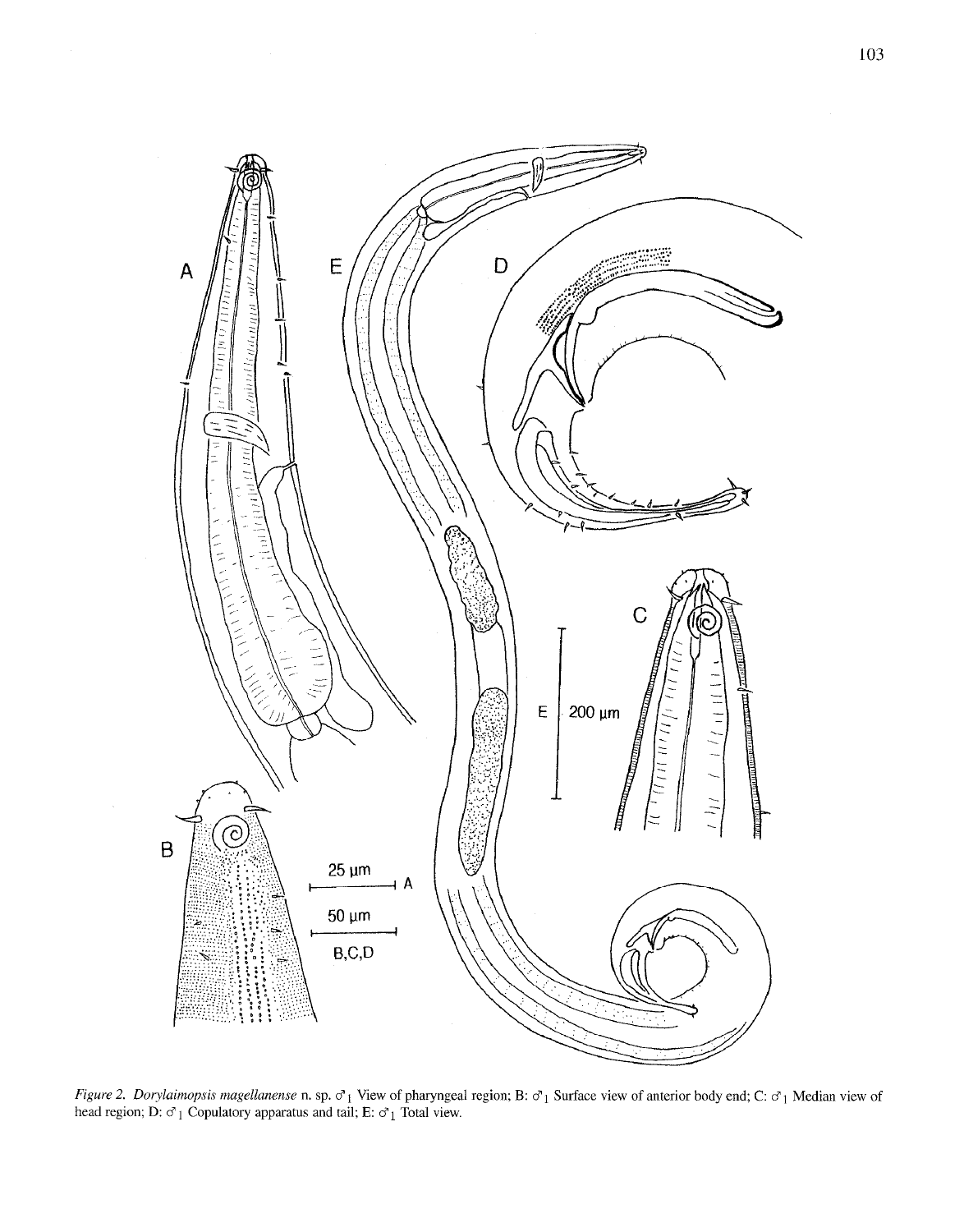*Figure 2. Dorylaimopsis magellanense* n. sp. ♂1 View of pharyngeal region; B: ♂1 Surface view of anterior body end; C: ♂1 Median view of head region; D: ♂1 Copulatory apparatus and tail; E: ♂1 Total view.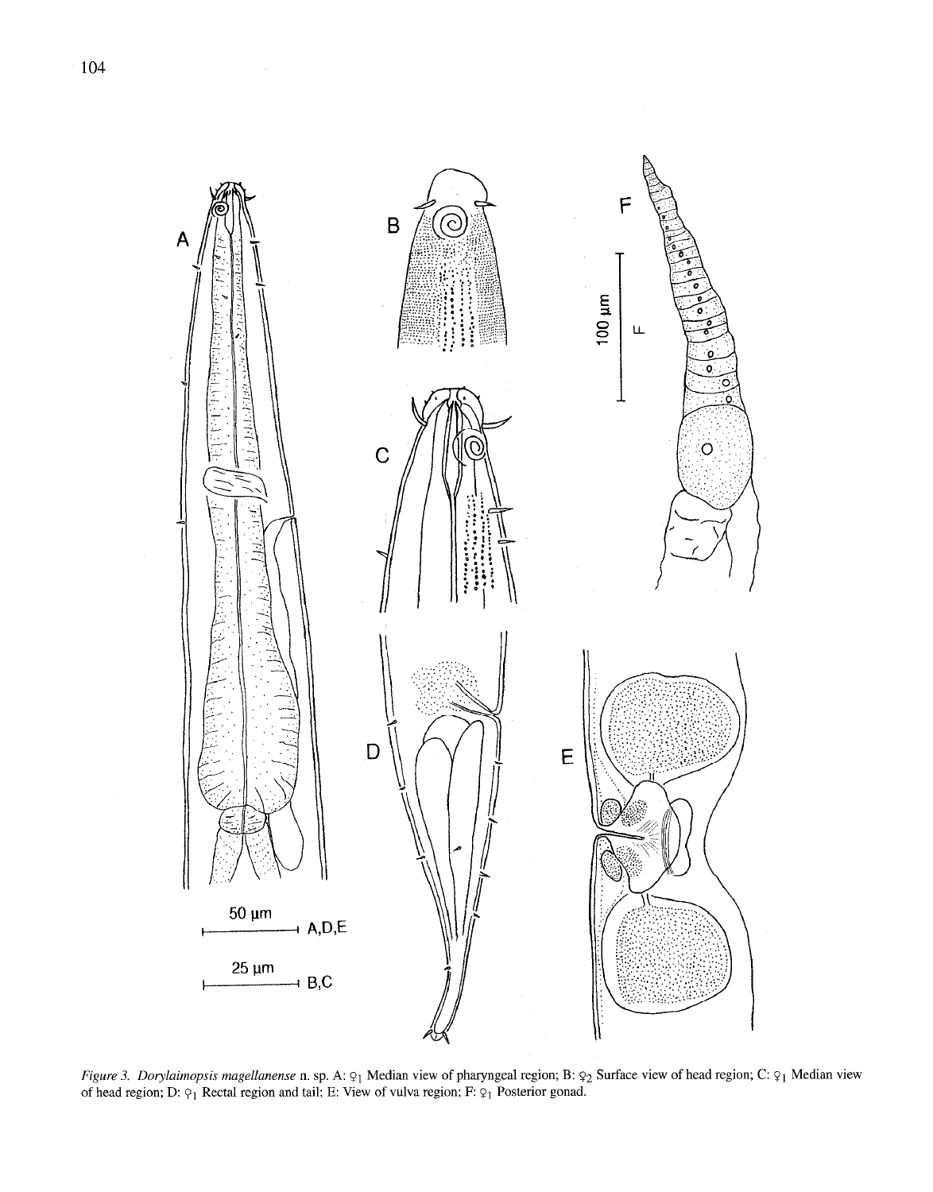*Figure 3. Dorylaimopsis magellanense* n. sp. A: ♀1 Median view of pharyngeal region; B: ♀2 Surface view of head region; C: ♀1 Median view of head region; D: ♀1 Rectal region and tail; E: View of vulva region; F: ♀1 Posterior gonad.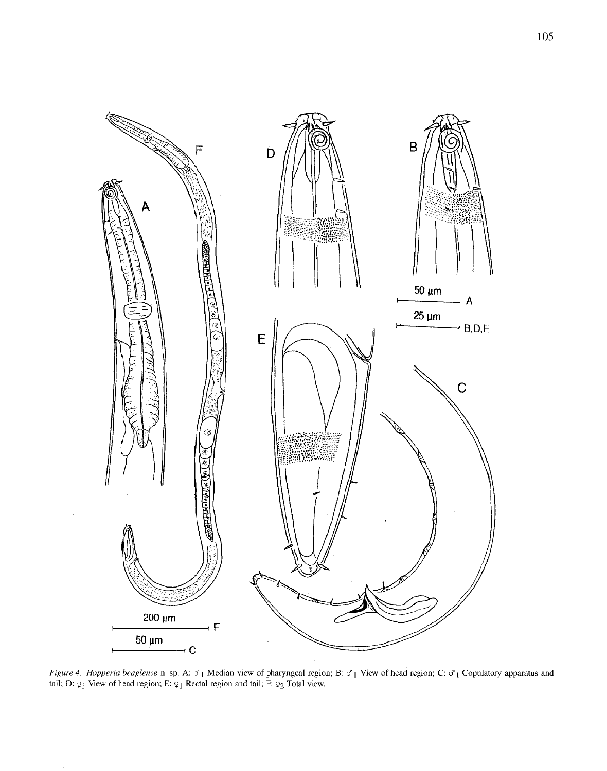*Figure 4. Hopperia beaglense* n. sp. A: ♂[1] Median view of pharyngeal region; B: ♂[1] View of head region; C: ♂[1] Copulatory apparatus and tail; D: ♀[1] View of head region; E: ♀[1] Rectal region and tail; F: ♀[2] Total view.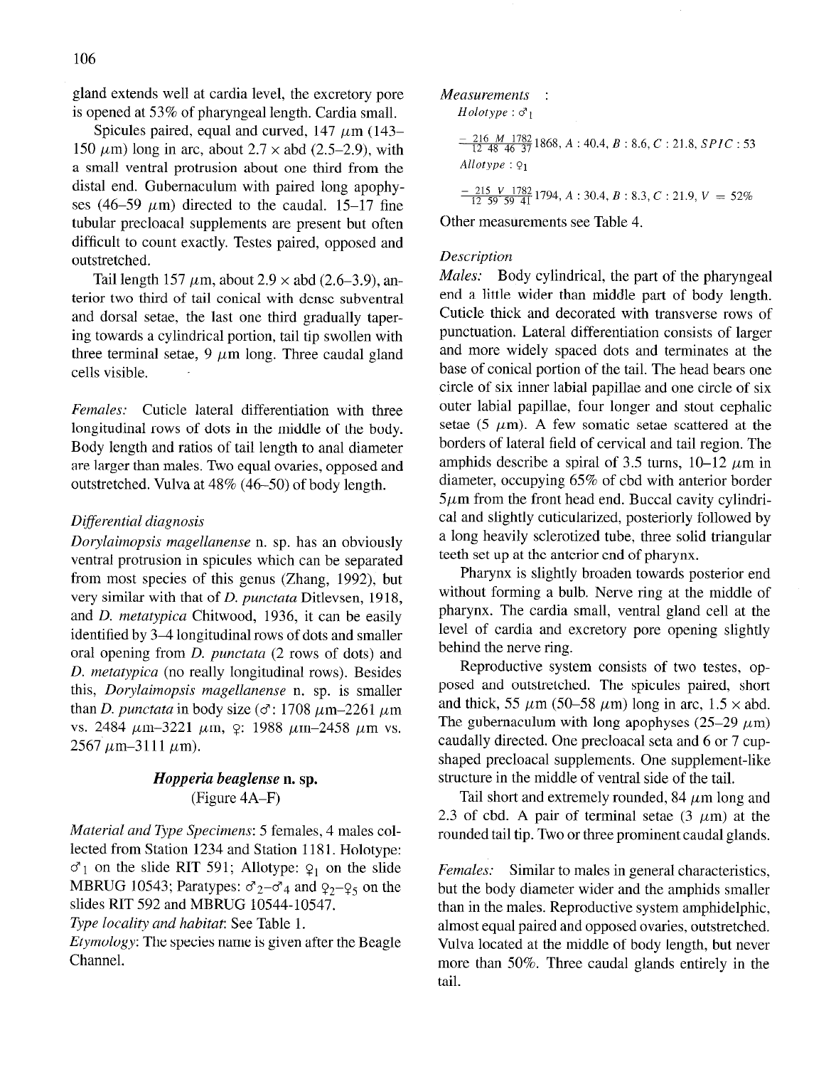gland extends well at cardia level, the excretory pore is opened at 53% of pharyngeal length. Cardia small.

Spicules paired, equal and curved, 147 $\mu$m (143–150 $\mu$m) long in arc, about 2.7 × abd (2.5–2.9), with a small ventral protrusion about one third from the distal end. Gubernaculum with paired long apophyses (46–59 $\mu$m) directed to the caudal. 15–17 fine tubular precloacal supplements are present but often difficult to count exactly. Testes paired, opposed and outstretched.

Tail length 157 $\mu$m, about 2.9 × abd (2.6–3.9), anterior two third of tail conical with dense subventral and dorsal setae, the last one third gradually tapering towards a cylindrical portion, tail tip swollen with three terminal setae, 9 $\mu$m long. Three caudal gland cells visible.

*Females:* Cuticle lateral differentiation with three longitudinal rows of dots in the middle of the body. Body length and ratios of tail length to anal diameter are larger than males. Two equal ovaries, opposed and outstretched. Vulva at 48% (46–50) of body length.

### *Differential diagnosis*

*Dorylaimopsis magellanense* n. sp. has an obviously ventral protrusion in spicules which can be separated from most species of this genus (Zhang, 1992), but very similar with that of *D. punctata* Ditlevsen, 1918, and *D. metatypica* Chitwood, 1936, it can be easily identified by 3–4 longitudinal rows of dots and smaller oral opening from *D. punctata* (2 rows of dots) and *D. metatypica* (no really longitudinal rows). Besides this, *Dorylaimopsis magellanense* n. sp. is smaller than *D. punctata* in body size (♂: 1708 $\mu$m–2261 $\mu$m vs. 2484 $\mu$m–3221 $\mu$m, ♀: 1988 $\mu$m–2458 $\mu$m vs. 2567 $\mu$m–3111 $\mu$m).

## ***Hopperia beaglense* n. sp.**

(Figure 4A–F)

*Material and Type Specimens*: 5 females, 4 males collected from Station 1234 and Station 1181. Holotype: ♂1 on the slide RIT 591; Allotype: ♀1 on the slide MBRUG 10543; Paratypes: ♂2–♂4 and ♀2–♀5 on the slides RIT 592 and MBRUG 10544-10547.

*Type locality and habitat*: See Table 1.

*Etymology*: The species name is given after the Beagle Channel.

### *Measurements* :

*Holotype* : ♂1

$$\frac{-\quad 216 \quad M \quad 1782}{12 \quad 48 \quad 46 \quad 37} 1868,\ A : 40.4,\ B : 8.6,\ C : 21.8,\ SPIC : 53$$

*Allotype* : ♀1

$$\frac{-\quad 215 \quad V \quad 1782}{12 \quad 59 \quad 59 \quad 41} 1794,\ A : 30.4,\ B : 8.3,\ C : 21.9,\ V = 52\%$$

Other measurements see Table 4.

### *Description*

*Males:* Body cylindrical, the part of the pharyngeal end a little wider than middle part of body length. Cuticle thick and decorated with transverse rows of punctuation. Lateral differentiation consists of larger and more widely spaced dots and terminates at the base of conical portion of the tail. The head bears one circle of six inner labial papillae and one circle of six outer labial papillae, four longer and stout cephalic setae (5 $\mu$m). A few somatic setae scattered at the borders of lateral field of cervical and tail region. The amphids describe a spiral of 3.5 turns, 10–12 $\mu$m in diameter, occupying 65% of cbd with anterior border 5$\mu$m from the front head end. Buccal cavity cylindrical and slightly cuticularized, posteriorly followed by a long heavily sclerotized tube, three solid triangular teeth set up at the anterior end of pharynx.

Pharynx is slightly broaden towards posterior end without forming a bulb. Nerve ring at the middle of pharynx. The cardia small, ventral gland cell at the level of cardia and excretory pore opening slightly behind the nerve ring.

Reproductive system consists of two testes, opposed and outstretched. The spicules paired, short and thick, 55 $\mu$m (50–58 $\mu$m) long in arc, 1.5 × abd. The gubernaculum with long apophyses (25–29 $\mu$m) caudally directed. One precloacal seta and 6 or 7 cup-shaped precloacal supplements. One supplement-like structure in the middle of ventral side of the tail.

Tail short and extremely rounded, 84 $\mu$m long and 2.3 of cbd. A pair of terminal setae (3 $\mu$m) at the rounded tail tip. Two or three prominent caudal glands.

*Females:* Similar to males in general characteristics, but the body diameter wider and the amphids smaller than in the males. Reproductive system amphidelphic, almost equal paired and opposed ovaries, outstretched. Vulva located at the middle of body length, but never more than 50%. Three caudal glands entirely in the tail.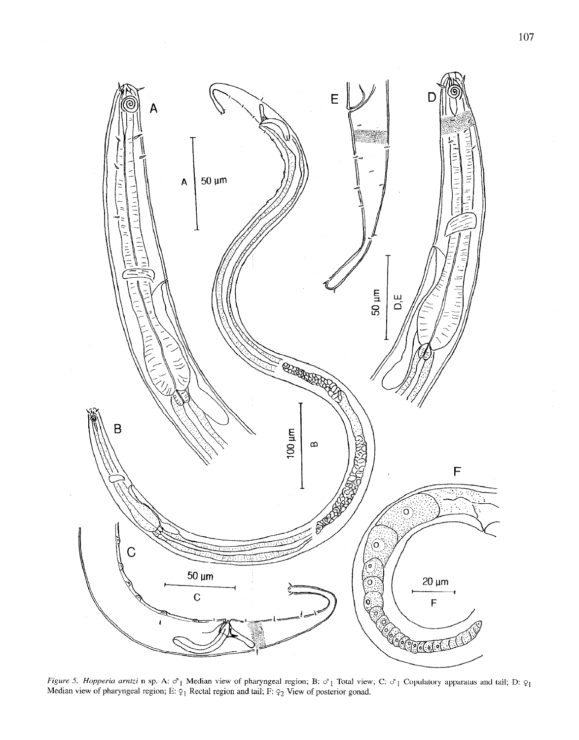*Figure 5. Hopperia arntzi* n sp. A: ♂1 Median view of pharyngeal region; B: ♂1 Total view; C: ♂1 Copulatory apparatus and tail; D: ♀1 Median view of pharyngeal region; E: ♀1 Rectal region and tail; F: ♀2 View of posterior gonad.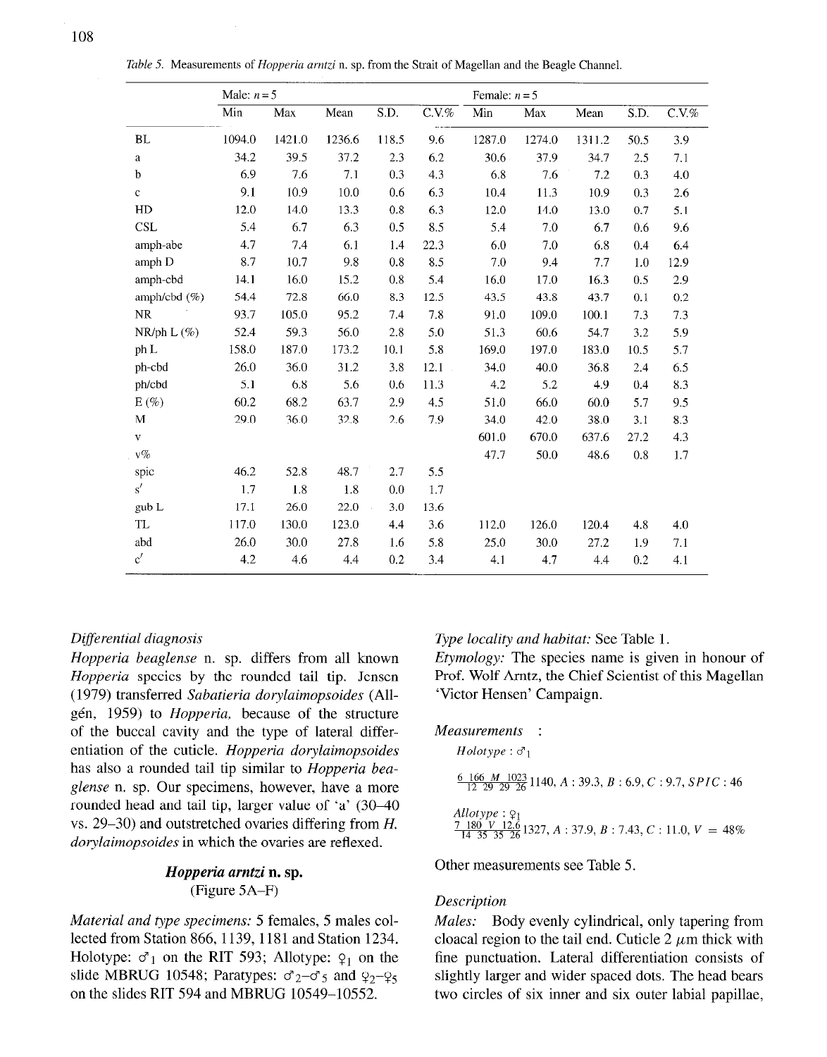*Table 5.* Measurements of *Hopperia arntzi* n. sp. from the Strait of Magellan and the Beagle Channel.

| | Male: $n = 5$ | | | | | Female: $n = 5$ | | | | |
|---|---|---|---|---|---|---|---|---|---|---|
| | Min | Max | Mean | S.D. | C.V.% | Min | Max | Mean | S.D. | C.V.% |
| BL | 1094.0 | 1421.0 | 1236.6 | 118.5 | 9.6 | 1287.0 | 1274.0 | 1311.2 | 50.5 | 3.9 |
| a | 34.2 | 39.5 | 37.2 | 2.3 | 6.2 | 30.6 | 37.9 | 34.7 | 2.5 | 7.1 |
| b | 6.9 | 7.6 | 7.1 | 0.3 | 4.3 | 6.8 | 7.6 | 7.2 | 0.3 | 4.0 |
| c | 9.1 | 10.9 | 10.0 | 0.6 | 6.3 | 10.4 | 11.3 | 10.9 | 0.3 | 2.6 |
| HD | 12.0 | 14.0 | 13.3 | 0.8 | 6.3 | 12.0 | 14.0 | 13.0 | 0.7 | 5.1 |
| CSL | 5.4 | 6.7 | 6.3 | 0.5 | 8.5 | 5.4 | 7.0 | 6.7 | 0.6 | 9.6 |
| amph-abe | 4.7 | 7.4 | 6.1 | 1.4 | 22.3 | 6.0 | 7.0 | 6.8 | 0.4 | 6.4 |
| amph D | 8.7 | 10.7 | 9.8 | 0.8 | 8.5 | 7.0 | 9.4 | 7.7 | 1.0 | 12.9 |
| amph-cbd | 14.1 | 16.0 | 15.2 | 0.8 | 5.4 | 16.0 | 17.0 | 16.3 | 0.5 | 2.9 |
| amph/cbd (%) | 54.4 | 72.8 | 66.0 | 8.3 | 12.5 | 43.5 | 43.8 | 43.7 | 0.1 | 0.2 |
| NR | 93.7 | 105.0 | 95.2 | 7.4 | 7.8 | 91.0 | 109.0 | 100.1 | 7.3 | 7.3 |
| NR/ph L (%) | 52.4 | 59.3 | 56.0 | 2.8 | 5.0 | 51.3 | 60.6 | 54.7 | 3.2 | 5.9 |
| ph L | 158.0 | 187.0 | 173.2 | 10.1 | 5.8 | 169.0 | 197.0 | 183.0 | 10.5 | 5.7 |
| ph-cbd | 26.0 | 36.0 | 31.2 | 3.8 | 12.1 | 34.0 | 40.0 | 36.8 | 2.4 | 6.5 |
| ph/cbd | 5.1 | 6.8 | 5.6 | 0.6 | 11.3 | 4.2 | 5.2 | 4.9 | 0.4 | 8.3 |
| E (%) | 60.2 | 68.2 | 63.7 | 2.9 | 4.5 | 51.0 | 66.0 | 60.0 | 5.7 | 9.5 |
| M | 29.0 | 36.0 | 32.8 | 2.6 | 7.9 | 34.0 | 42.0 | 38.0 | 3.1 | 8.3 |
| V | | | | | | 601.0 | 670.0 | 637.6 | 27.2 | 4.3 |
| v% | | | | | | 47.7 | 50.0 | 48.6 | 0.8 | 1.7 |
| spic | 46.2 | 52.8 | 48.7 | 2.7 | 5.5 | | | | | |
| s′ | 1.7 | 1.8 | 1.8 | 0.0 | 1.7 | | | | | |
| gub L | 17.1 | 26.0 | 22.0 | 3.0 | 13.6 | | | | | |
| TL | 117.0 | 130.0 | 123.0 | 4.4 | 3.6 | 112.0 | 126.0 | 120.4 | 4.8 | 4.0 |
| abd | 26.0 | 30.0 | 27.8 | 1.6 | 5.8 | 25.0 | 30.0 | 27.2 | 1.9 | 7.1 |
| c′ | 4.2 | 4.6 | 4.4 | 0.2 | 3.4 | 4.1 | 4.7 | 4.4 | 0.2 | 4.1 |

*Differential diagnosis*

*Hopperia beaglense* n. sp. differs from all known *Hopperia* species by the rounded tail tip. Jensen (1979) transferred *Sabatieria dorylaimopsoides* (Allgén, 1959) to *Hopperia*, because of the structure of the buccal cavity and the type of lateral differentiation of the cuticle. *Hopperia dorylaimopsoides* has also a rounded tail tip similar to *Hopperia beaglense* n. sp. Our specimens, however, have a more rounded head and tail tip, larger value of 'a' (30–40 vs. 29–30) and outstretched ovaries differing from *H. dorylaimopsoides* in which the ovaries are reflexed.

### *Hopperia arntzi* n. sp.

(Figure 5A–F)

*Material and type specimens:* 5 females, 5 males collected from Station 866, 1139, 1181 and Station 1234. Holotype: ♂$_1$ on the RIT 593; Allotype: ♀$_1$ on the slide MBRUG 10548; Paratypes: ♂$_2$–♂$_5$ and ♀$_2$–♀$_5$ on the slides RIT 594 and MBRUG 10549–10552.

*Type locality and habitat:* See Table 1.

*Etymology:* The species name is given in honour of Prof. Wolf Arntz, the Chief Scientist of this Magellan 'Victor Hensen' Campaign.

*Measurements* :

*Holotype* : ♂$_1$

$$\frac{6 \quad 166 \quad M \quad 1023}{12 \quad 29 \quad 29 \quad 26} 1140,\ A : 39.3,\ B : 6.9,\ C : 9.7,\ SPIC : 46$$

*Allotype* : ♀$_1$

$$\frac{7 \quad 180 \quad V \quad 12.6}{14 \quad 35 \quad 35 \quad 26} 1327,\ A : 37.9,\ B : 7.43,\ C : 11.0,\ V = 48\%$$

Other measurements see Table 5.

*Description*

*Males:* Body evenly cylindrical, only tapering from cloacal region to the tail end. Cuticle 2 $\mu$m thick with fine punctuation. Lateral differentiation consists of slightly larger and wider spaced dots. The head bears two circles of six inner and six outer labial papillae,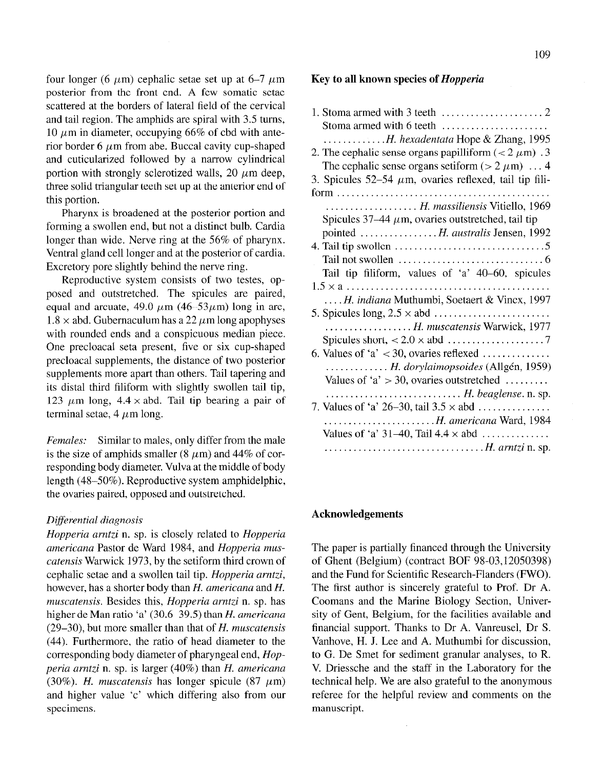four longer (6 μm) cephalic setae set up at 6–7 μm posterior from the front end. A few somatic setae scattered at the borders of lateral field of the cervical and tail region. The amphids are spiral with 3.5 turns, 10 μm in diameter, occupying 66% of cbd with anterior border 6 μm from abe. Buccal cavity cup-shaped and cuticularized followed by a narrow cylindrical portion with strongly sclerotized walls, 20 μm deep, three solid triangular teeth set up at the anterior end of this portion.

Pharynx is broadened at the posterior portion and forming a swollen end, but not a distinct bulb. Cardia longer than wide. Nerve ring at the 56% of pharynx. Ventral gland cell longer and at the posterior of cardia. Excretory pore slightly behind the nerve ring.

Reproductive system consists of two testes, opposed and outstretched. The spicules are paired, equal and arcuate, 49.0 μm (46–53μm) long in arc, 1.8 × abd. Gubernaculum has a 22 μm long apophyses with rounded ends and a conspicuous median piece. One precloacal seta present, five or six cup-shaped precloacal supplements, the distance of two posterior supplements more apart than others. Tail tapering and its distal third filiform with slightly swollen tail tip, 123 μm long, 4.4 × abd. Tail tip bearing a pair of terminal setae, 4 μm long.

*Females:* Similar to males, only differ from the male is the size of amphids smaller (8 μm) and 44% of corresponding body diameter. Vulva at the middle of body length (48–50%). Reproductive system amphidelphic, the ovaries paired, opposed and outstretched.

*Differential diagnosis*

*Hopperia arntzi* n. sp. is closely related to *Hopperia americana* Pastor de Ward 1984, and *Hopperia muscatensis* Warwick 1973, by the setiform third crown of cephalic setae and a swollen tail tip. *Hopperia arntzi*, however, has a shorter body than *H. americana* and *H. muscatensis*. Besides this, *Hopperia arntzi* n. sp. has higher de Man ratio 'a' (30.6 39.5) than *H. americana* (29–30), but more smaller than that of *H. muscatensis* (44). Furthermore, the ratio of head diameter to the corresponding body diameter of pharyngeal end, *Hopperia arntzi* n. sp. is larger (40%) than *H. americana* (30%). *H. muscatensis* has longer spicule (87 μm) and higher value 'c' which differing also from our specimens.

## Key to all known species of *Hopperia*

1. Stoma armed with 3 teeth ..................... 2
   Stoma armed with 6 teeth ............................... *H. hexadentata* Hope & Zhang, 1995
2. The cephalic sense organs papilliform (< 2 μm) . 3
   The cephalic sense organs setiform (> 2 μm) ... 4
3. Spicules 52–54 μm, ovaries reflexed, tail tip filiform ........................ *H. massiliensis* Vitiello, 1969
   Spicules 37–44 μm, ovaries outstretched, tail tip pointed ................ *H. australis* Jensen, 1992
4. Tail tip swollen ................................ 5
   Tail not swollen ............................... 6
   Tail tip filiform, values of 'a' 40–60, spicules 1.5 × a .... *H. indiana* Muthumbi, Soetaert & Vincx, 1997
5. Spicules long, 2.5 × abd .................. *H. muscatensis* Warwick, 1977
   Spicules short, < 2.0 × abd .................... 7
6. Values of 'a' < 30, ovaries reflexed ............ *H. dorylaimopsoides* (Allgén, 1959)
   Values of 'a' > 30, ovaries outstretched ............ *H. beaglense*. n. sp.
7. Values of 'a' 26–30, tail 3.5 × abd ............ *H. americana* Ward, 1984
   Values of 'a' 31–40, Tail 4.4 × abd ............ *H. arntzi* n. sp.

## Acknowledgements

The paper is partially financed through the University of Ghent (Belgium) (contract BOF 98-03,12050398) and the Fund for Scientific Research-Flanders (FWO). The first author is sincerely grateful to Prof. Dr A. Coomans and the Marine Biology Section, University of Gent, Belgium, for the facilities available and financial support. Thanks to Dr A. Vanreusel, Dr S. Vanhove, H. J. Lee and A. Muthumbi for discussion, to G. De Smet for sediment granular analyses, to R. V. Driessche and the staff in the Laboratory for the technical help. We are also grateful to the anonymous referee for the helpful review and comments on the manuscript.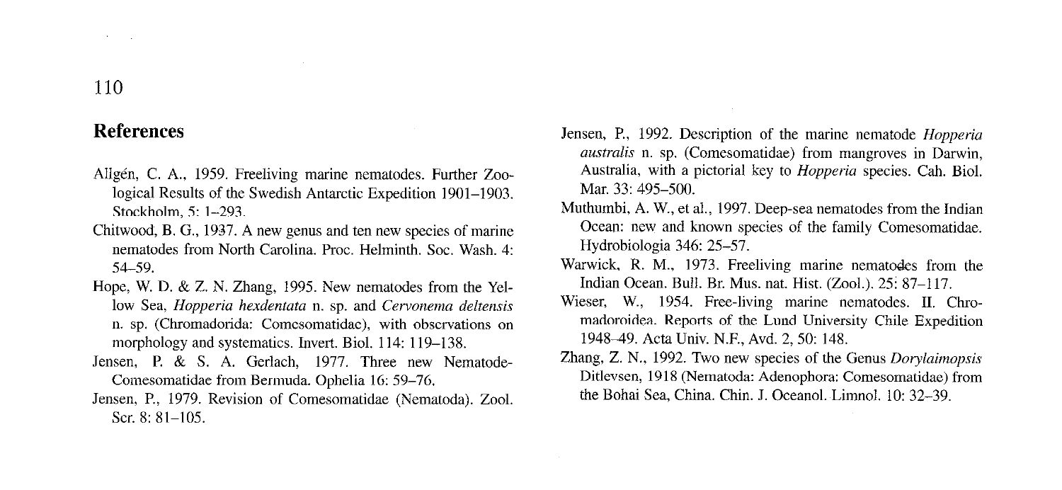## References

Allgén, C. A., 1959. Freeliving marine nematodes. Further Zoological Results of the Swedish Antarctic Expedition 1901–1903. Stockholm, 5: 1–293.

Chitwood, B. G., 1937. A new genus and ten new species of marine nematodes from North Carolina. Proc. Helminth. Soc. Wash. 4: 54–59.

Hope, W. D. & Z. N. Zhang, 1995. New nematodes from the Yellow Sea, *Hopperia hexdentata* n. sp. and *Cervonema deltensis* n. sp. (Chromadorida: Comesomatidae), with observations on morphology and systematics. Invert. Biol. 114: 119–138.

Jensen, P. & S. A. Gerlach, 1977. Three new Nematode-Comesomatidae from Bermuda. Ophelia 16: 59–76.

Jensen, P., 1979. Revision of Comesomatidae (Nematoda). Zool. Scr. 8: 81–105.

Jensen, P., 1992. Description of the marine nematode *Hopperia australis* n. sp. (Comesomatidae) from mangroves in Darwin, Australia, with a pictorial key to *Hopperia* species. Cah. Biol. Mar. 33: 495–500.

Muthumbi, A. W., et al., 1997. Deep-sea nematodes from the Indian Ocean: new and known species of the family Comesomatidae. Hydrobiologia 346: 25–57.

Warwick, R. M., 1973. Freeliving marine nematodes from the Indian Ocean. Bull. Br. Mus. nat. Hist. (Zool.). 25: 87–117.

Wieser, W., 1954. Free-living marine nematodes. II. Chromadoroidea. Reports of the Lund University Chile Expedition 1948–49. Acta Univ. N.F., Avd. 2, 50: 148.

Zhang, Z. N., 1992. Two new species of the Genus *Dorylaimopsis* Ditlevsen, 1918 (Nematoda: Adenophora: Comesomatidae) from the Bohai Sea, China. Chin. J. Oceanol. Limnol. 10: 32–39.